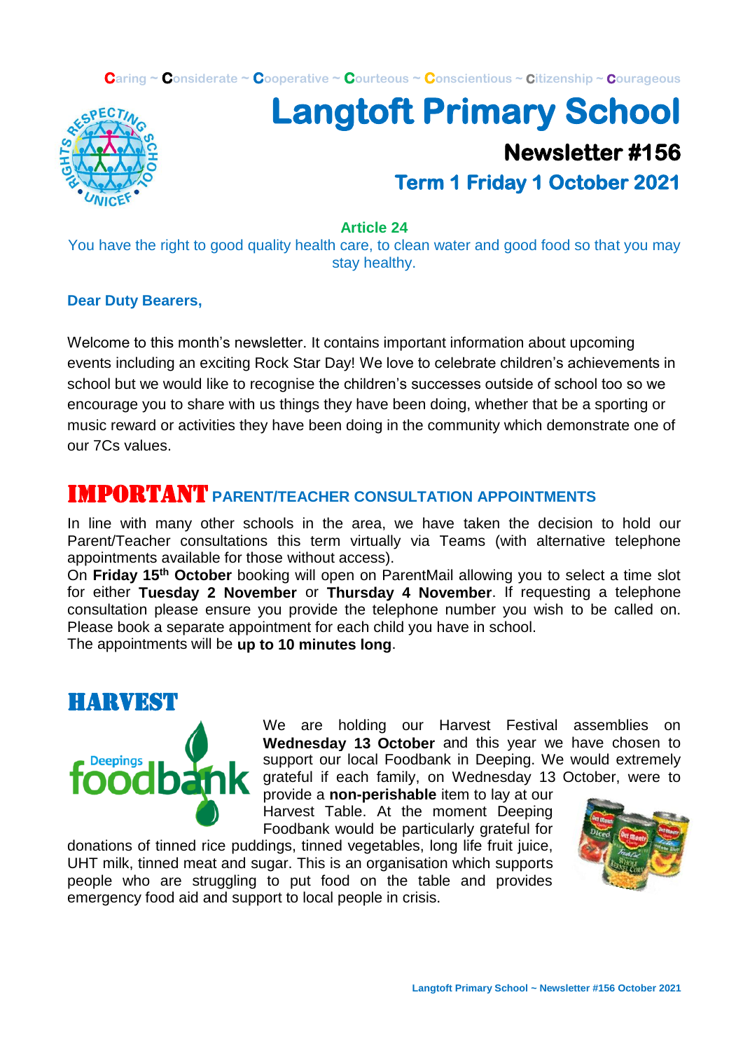Caring ~ Considerate ~ Cooperative ~ Courteous ~ Conscientious ~ Citizenship ~ Courageous

# Langtoft Primary School

## Newsletter #156

### Term 1 Friday 1 October 2021

**Article 24**

You have the right to good quality health care, to clean water and good food so that you may stay healthy.

**Dear Duty Bearers,**

Welcome to this month's newsletter. It contains important information about upcoming events including an exciting Rock Star Day! We love to celebrate children's achievements in school but we would like to recognise the children's successes outside of school too so we encourage you to share with us things they have been doing, whether that be a sporting or music reward or activities they have been doing in the community which demonstrate one of our 7Cs values.

## IMPORTANT PARENT/TEACHER CONSULTATION APPOINTMENTS

In line with many other schools in the area, we have taken the decision to hold our Parent/Teacher consultations this term virtually via Teams (with alternative telephone appointments available for those without access).

On **Friday 15th October** booking will open on ParentMail allowing you to select a time slot for either **Tuesday 2 November** or **Thursday 4 November**. If requesting a telephone consultation please ensure you provide the telephone number you wish to be called on. Please book a separate appointment for each child you have in school.

The appointments will be **up to 10 minutes long**.

## HARVEST

We are holding our Harvest Festival assemblies on **Wednesday 13 October** and this year we have chosen to support our local Foodbank in Deeping. We would extremely grateful if each family, on Wednesday 13 October, were to provide a **non-perishable** item to lay at our Harvest Table. At the moment Deeping Foodbank would be particularly grateful for donations of tinned rice puddings, tinned vegetables, long life fruit juice, UHT milk, tinned meat and sugar. This is an organisation which supports people who are struggling to put food on the table and provides emergency food aid and support to local people in crisis.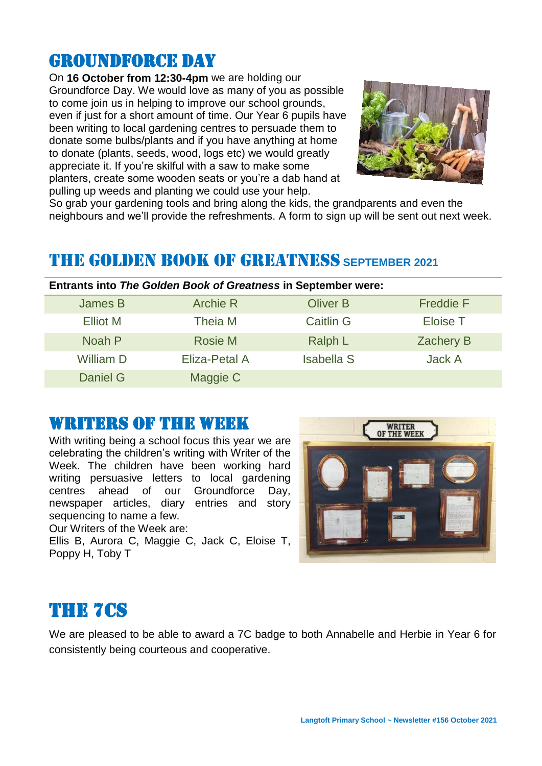## Groundforce Day

On **16 October from 12:30-4pm** we are holding our Groundforce Day. We would love as many of you as possible to come join us in helping to improve our school grounds, even if just for a short amount of time. Our Year 6 pupils have been writing to local gardening centres to persuade them to donate some bulbs/plants and if you have anything at home to donate (plants, seeds, wood, logs etc) we would greatly appreciate it. If you're skilful with a saw to make some planters, create some wooden seats or you're a dab hand at pulling up weeds and planting we could use your help.

So grab your gardening tools and bring along the kids, the grandparents and even the neighbours and we'll provide the refreshments. A form to sign up will be sent out next week.

## The Golden Book of Greatness September 2021

**Entrants into *The Golden Book of Greatness* in September were:**

| | | | |
|---|---|---|---|
| James B | Archie R | Oliver B | Freddie F |
| Elliot M | Theia M | Caitlin G | Eloise T |
| Noah P | Rosie M | Ralph L | Zachery B |
| William D | Eliza-Petal A | Isabella S | Jack A |
| Daniel G | Maggie C | | |

## Writers of the Week

With writing being a school focus this year we are celebrating the children's writing with Writer of the Week. The children have been working hard writing persuasive letters to local gardening centres ahead of our Groundforce Day, newspaper articles, diary entries and story sequencing to name a few.

Our Writers of the Week are:

Ellis B, Aurora C, Maggie C, Jack C, Eloise T, Poppy H, Toby T

## The 7Cs

We are pleased to be able to award a 7C badge to both Annabelle and Herbie in Year 6 for consistently being courteous and cooperative.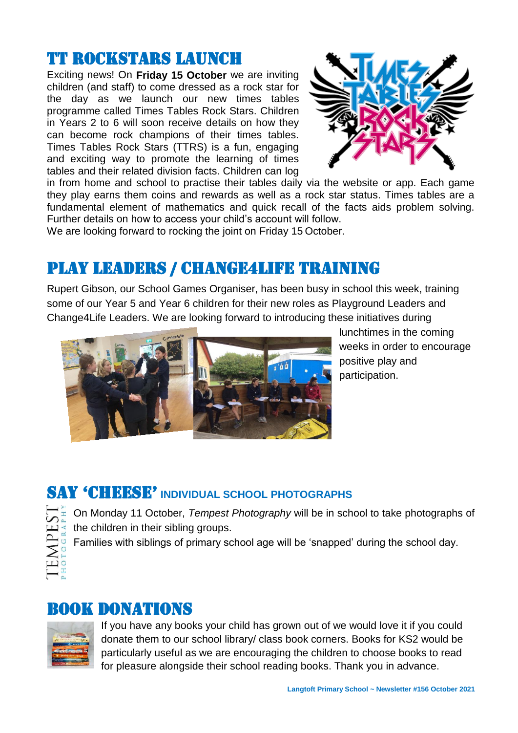## TT ROCKSTARS LAUNCH

Exciting news! On **Friday 15 October** we are inviting children (and staff) to come dressed as a rock star for the day as we launch our new times tables programme called Times Tables Rock Stars. Children in Years 2 to 6 will soon receive details on how they can become rock champions of their times tables. Times Tables Rock Stars (TTRS) is a fun, engaging and exciting way to promote the learning of times tables and their related division facts. Children can log in from home and school to practise their tables daily via the website or app. Each game they play earns them coins and rewards as well as a rock star status. Times tables are a fundamental element of mathematics and quick recall of the facts aids problem solving. Further details on how to access your child's account will follow.

We are looking forward to rocking the joint on Friday 15 October.

## PLAY LEADERS / CHANGE4LIFE TRAINING

Rupert Gibson, our School Games Organiser, has been busy in school this week, training some of our Year 5 and Year 6 children for their new roles as Playground Leaders and Change4Life Leaders. We are looking forward to introducing these initiatives during lunchtimes in the coming weeks in order to encourage positive play and participation.

## SAY 'CHEESE' INDIVIDUAL SCHOOL PHOTOGRAPHS

On Monday 11 October, *Tempest Photography* will be in school to take photographs of the children in their sibling groups.

Families with siblings of primary school age will be 'snapped' during the school day.

## BOOK DONATIONS

If you have any books your child has grown out of we would love it if you could donate them to our school library/ class book corners. Books for KS2 would be particularly useful as we are encouraging the children to choose books to read for pleasure alongside their school reading books. Thank you in advance.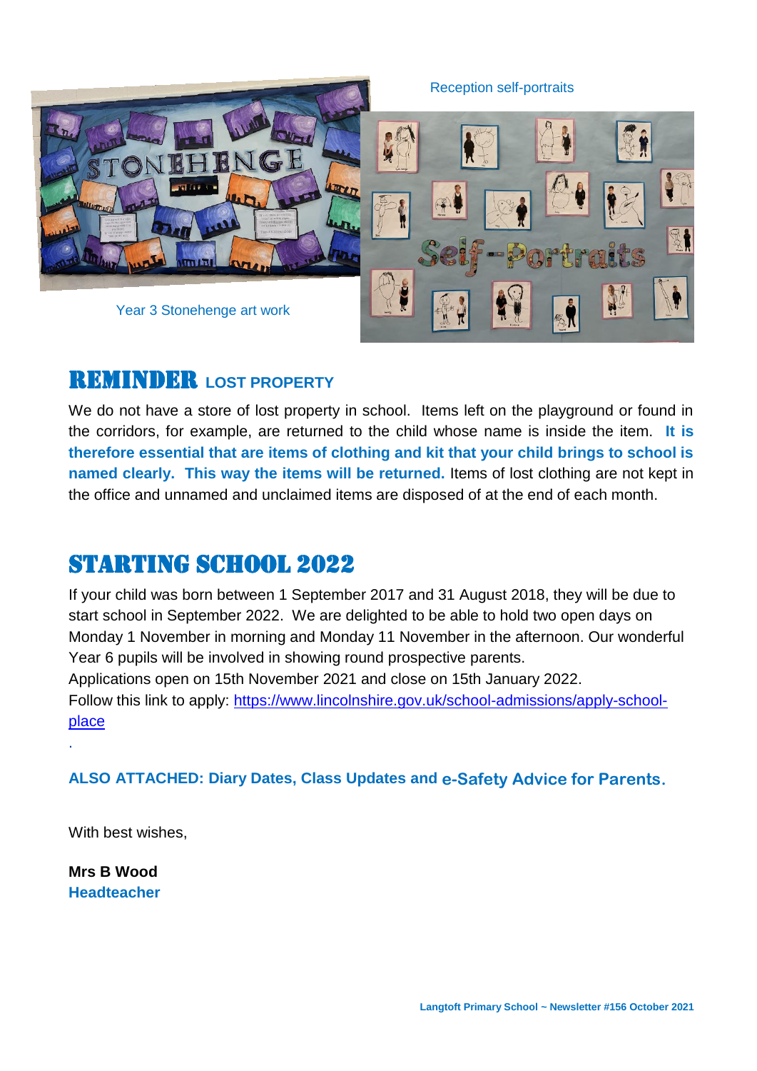Reception self-portraits

Year 3 Stonehenge art work

## REMINDER LOST PROPERTY

We do not have a store of lost property in school. Items left on the playground or found in the corridors, for example, are returned to the child whose name is inside the item. **It is therefore essential that are items of clothing and kit that your child brings to school is named clearly. This way the items will be returned.** Items of lost clothing are not kept in the office and unnamed and unclaimed items are disposed of at the end of each month.

## STARTING SCHOOL 2022

If your child was born between 1 September 2017 and 31 August 2018, they will be due to start school in September 2022. We are delighted to be able to hold two open days on Monday 1 November in morning and Monday 11 November in the afternoon. Our wonderful Year 6 pupils will be involved in showing round prospective parents.
Applications open on 15th November 2021 and close on 15th January 2022.
Follow this link to apply: [https://www.lincolnshire.gov.uk/school-admissions/apply-school-place](https://www.lincolnshire.gov.uk/school-admissions/apply-school-place)

.

**ALSO ATTACHED: Diary Dates, Class Updates and e-Safety Advice for Parents.**

With best wishes,

**Mrs B Wood**
**Headteacher**